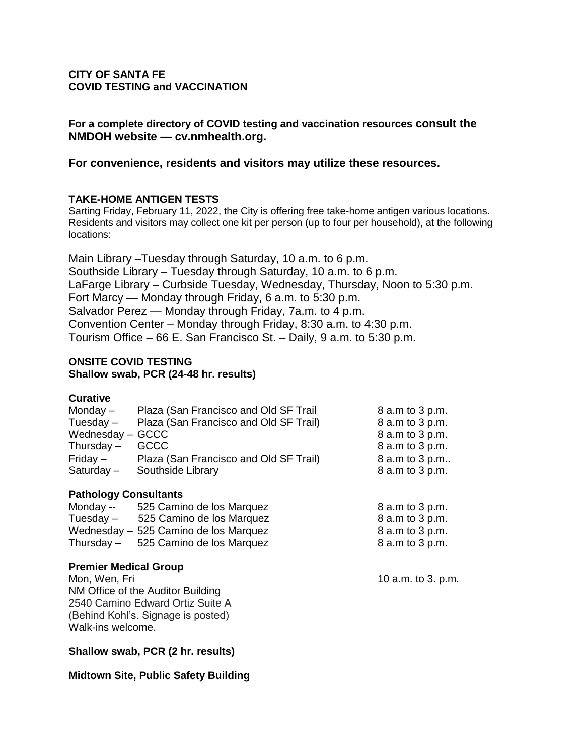**CITY OF SANTA FE**
**COVID TESTING and VACCINATION**

**For a complete directory of COVID testing and vaccination resources consult the NMDOH website — cv.nmhealth.org.**

**For convenience, residents and visitors may utilize these resources.**

**TAKE-HOME ANTIGEN TESTS**

Sarting Friday, February 11, 2022, the City is offering free take-home antigen various locations. Residents and visitors may collect one kit per person (up to four per household), at the following locations:

Main Library –Tuesday through Saturday, 10 a.m. to 6 p.m.
Southside Library – Tuesday through Saturday, 10 a.m. to 6 p.m.
LaFarge Library – Curbside Tuesday, Wednesday, Thursday, Noon to 5:30 p.m.
Fort Marcy — Monday through Friday, 6 a.m. to 5:30 p.m.
Salvador Perez — Monday through Friday, 7a.m. to 4 p.m.
Convention Center – Monday through Friday, 8:30 a.m. to 4:30 p.m.
Tourism Office – 66 E. San Francisco St. – Daily, 9 a.m. to 5:30 p.m.

**ONSITE COVID TESTING**
**Shallow swab, PCR (24-48 hr. results)**

**Curative**

| | | |
|---|---|---|
| Monday – | Plaza (San Francisco and Old SF Trail | 8 a.m to 3 p.m. |
| Tuesday – | Plaza (San Francisco and Old SF Trail) | 8 a.m to 3 p.m. |
| Wednesday – | GCCC | 8 a.m to 3 p.m. |
| Thursday – | GCCC | 8 a.m to 3 p.m. |
| Friday – | Plaza (San Francisco and Old SF Trail) | 8 a.m to 3 p.m.. |
| Saturday – | Southside Library | 8 a.m to 3 p.m. |

**Pathology Consultants**

| | | |
|---|---|---|
| Monday -- | 525 Camino de los Marquez | 8 a.m to 3 p.m. |
| Tuesday – | 525 Camino de los Marquez | 8 a.m to 3 p.m. |
| Wednesday – | 525 Camino de los Marquez | 8 a.m to 3 p.m. |
| Thursday – | 525 Camino de los Marquez | 8 a.m to 3 p.m. |

**Premier Medical Group**

Mon, Wen, Fri — 10 a.m. to 3. p.m.
NM Office of the Auditor Building
2540 Camino Edward Ortiz Suite A
(Behind Kohl's. Signage is posted)
Walk-ins welcome.

**Shallow swab, PCR (2 hr. results)**

**Midtown Site, Public Safety Building**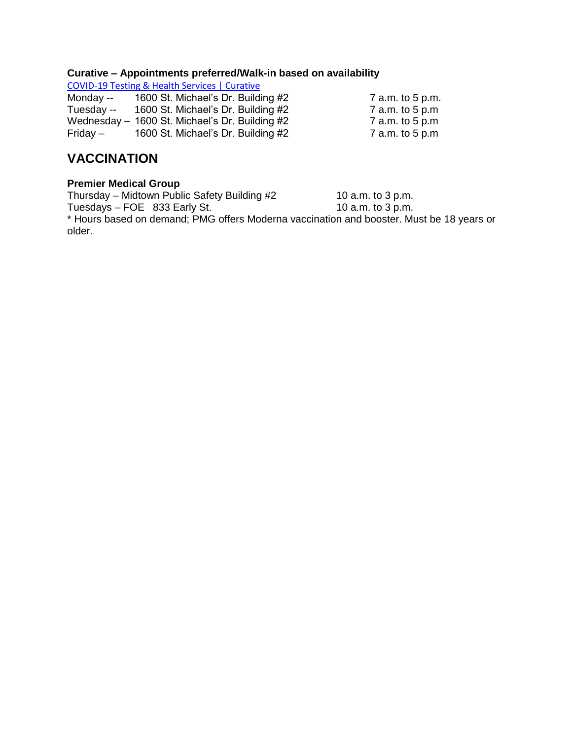**Curative – Appointments preferred/Walk-in based on availability**

[COVID-19 Testing & Health Services | Curative]

| | | |
|---|---|---|
| Monday -- | 1600 St. Michael's Dr. Building #2 | 7 a.m. to 5 p.m. |
| Tuesday -- | 1600 St. Michael's Dr. Building #2 | 7 a.m. to 5 p.m |
| Wednesday – | 1600 St. Michael's Dr. Building #2 | 7 a.m. to 5 p.m |
| Friday – | 1600 St. Michael's Dr. Building #2 | 7 a.m. to 5 p.m |

## VACCINATION

**Premier Medical Group**

| | |
|---|---|
| Thursday – Midtown Public Safety Building #2 | 10 a.m. to 3 p.m. |
| Tuesdays – FOE 833 Early St. | 10 a.m. to 3 p.m. |

* Hours based on demand; PMG offers Moderna vaccination and booster. Must be 18 years or older.